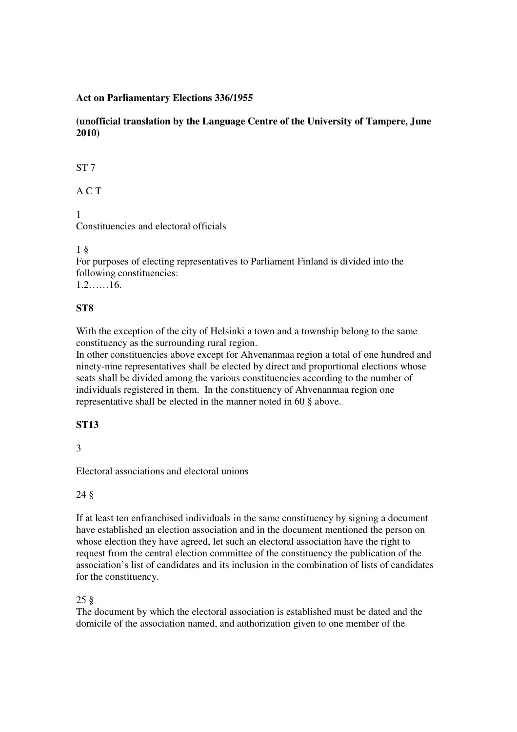**Act on Parliamentary Elections 336/1955**

**(unofficial translation by the Language Centre of the University of Tampere, June 2010)**

ST 7

A C T

1
Constituencies and electoral officials

1 §
For purposes of electing representatives to Parliament Finland is divided into the following constituencies:
1.2……16.

**ST8**

With the exception of the city of Helsinki a town and a township belong to the same constituency as the surrounding rural region.
In other constituencies above except for Ahvenanmaa region a total of one hundred and ninety-nine representatives shall be elected by direct and proportional elections whose seats shall be divided among the various constituencies according to the number of individuals registered in them. In the constituency of Ahvenanmaa region one representative shall be elected in the manner noted in 60 § above.

**ST13**

3

Electoral associations and electoral unions

24 §

If at least ten enfranchised individuals in the same constituency by signing a document have established an election association and in the document mentioned the person on whose election they have agreed, let such an electoral association have the right to request from the central election committee of the constituency the publication of the association's list of candidates and its inclusion in the combination of lists of candidates for the constituency.

25 §
The document by which the electoral association is established must be dated and the domicile of the association named, and authorization given to one member of the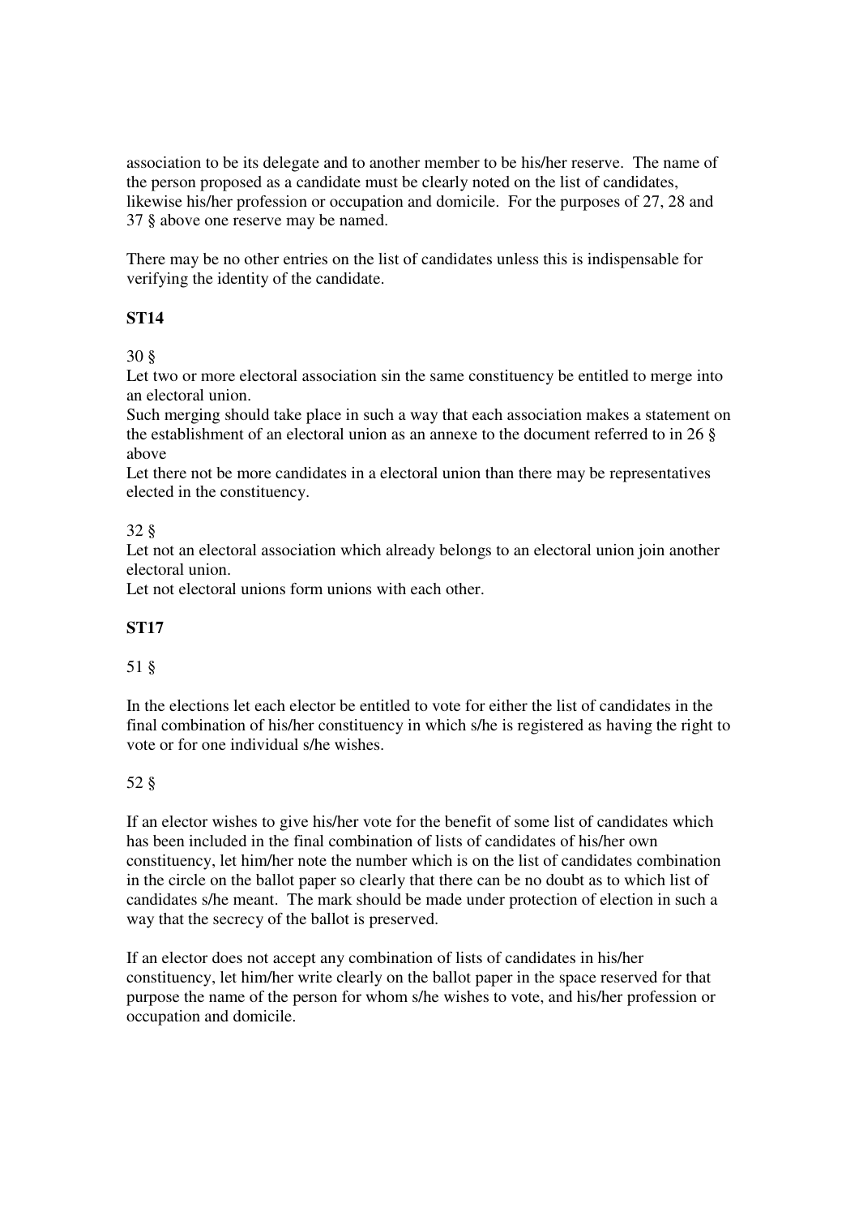association to be its delegate and to another member to be his/her reserve. The name of the person proposed as a candidate must be clearly noted on the list of candidates, likewise his/her profession or occupation and domicile. For the purposes of 27, 28 and 37 § above one reserve may be named.

There may be no other entries on the list of candidates unless this is indispensable for verifying the identity of the candidate.

**ST14**

30 §

Let two or more electoral association sin the same constituency be entitled to merge into an electoral union.

Such merging should take place in such a way that each association makes a statement on the establishment of an electoral union as an annexe to the document referred to in 26 § above

Let there not be more candidates in a electoral union than there may be representatives elected in the constituency.

32 §

Let not an electoral association which already belongs to an electoral union join another electoral union.

Let not electoral unions form unions with each other.

**ST17**

51 §

In the elections let each elector be entitled to vote for either the list of candidates in the final combination of his/her constituency in which s/he is registered as having the right to vote or for one individual s/he wishes.

52 §

If an elector wishes to give his/her vote for the benefit of some list of candidates which has been included in the final combination of lists of candidates of his/her own constituency, let him/her note the number which is on the list of candidates combination in the circle on the ballot paper so clearly that there can be no doubt as to which list of candidates s/he meant. The mark should be made under protection of election in such a way that the secrecy of the ballot is preserved.

If an elector does not accept any combination of lists of candidates in his/her constituency, let him/her write clearly on the ballot paper in the space reserved for that purpose the name of the person for whom s/he wishes to vote, and his/her profession or occupation and domicile.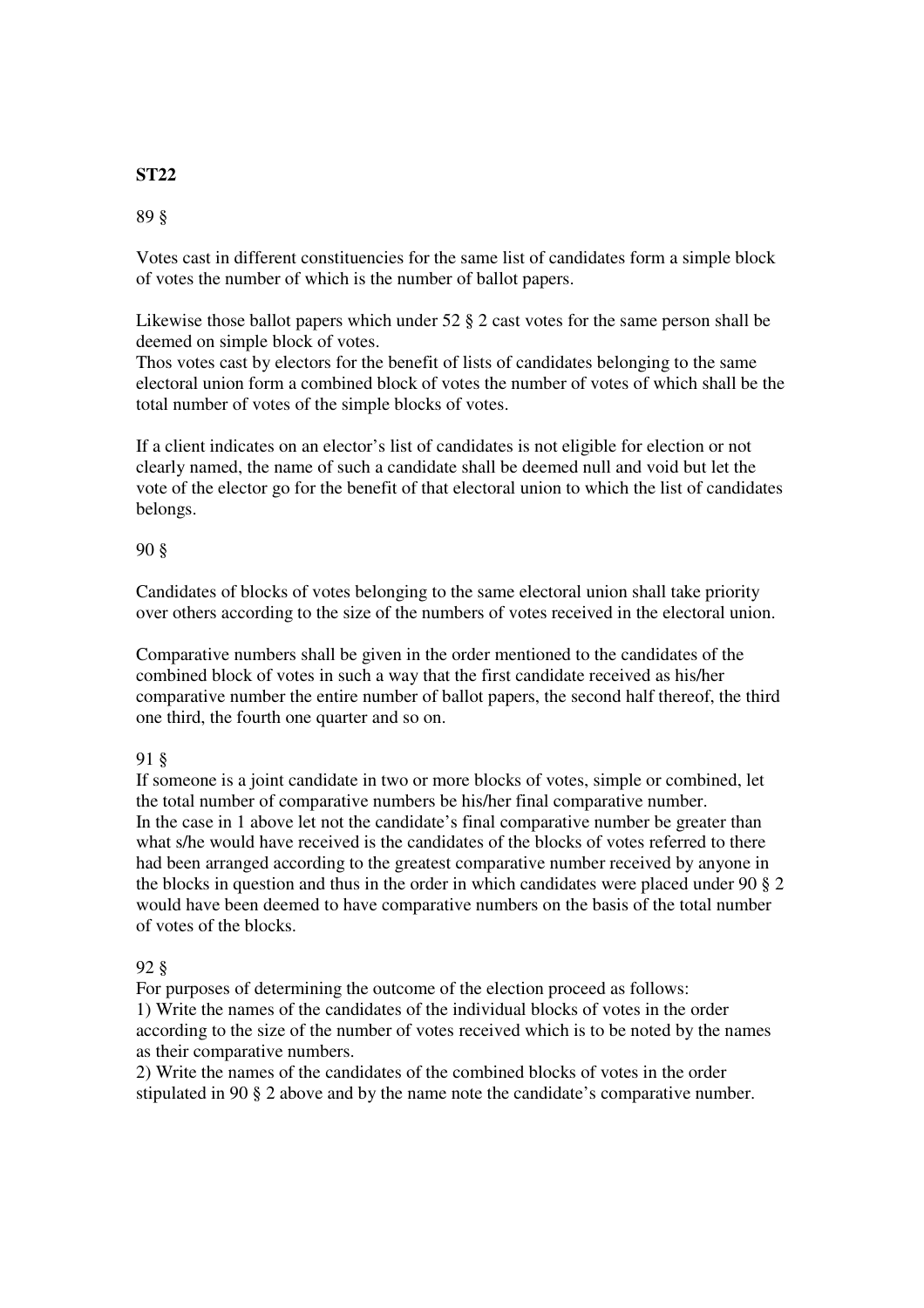**ST22**

89 §

Votes cast in different constituencies for the same list of candidates form a simple block of votes the number of which is the number of ballot papers.

Likewise those ballot papers which under 52 § 2 cast votes for the same person shall be deemed on simple block of votes.
Thos votes cast by electors for the benefit of lists of candidates belonging to the same electoral union form a combined block of votes the number of votes of which shall be the total number of votes of the simple blocks of votes.

If a client indicates on an elector's list of candidates is not eligible for election or not clearly named, the name of such a candidate shall be deemed null and void but let the vote of the elector go for the benefit of that electoral union to which the list of candidates belongs.

90 §

Candidates of blocks of votes belonging to the same electoral union shall take priority over others according to the size of the numbers of votes received in the electoral union.

Comparative numbers shall be given in the order mentioned to the candidates of the combined block of votes in such a way that the first candidate received as his/her comparative number the entire number of ballot papers, the second half thereof, the third one third, the fourth one quarter and so on.

91 §
If someone is a joint candidate in two or more blocks of votes, simple or combined, let the total number of comparative numbers be his/her final comparative number.
In the case in 1 above let not the candidate's final comparative number be greater than what s/he would have received is the candidates of the blocks of votes referred to there had been arranged according to the greatest comparative number received by anyone in the blocks in question and thus in the order in which candidates were placed under 90 § 2 would have been deemed to have comparative numbers on the basis of the total number of votes of the blocks.

92 §
For purposes of determining the outcome of the election proceed as follows:
1) Write the names of the candidates of the individual blocks of votes in the order according to the size of the number of votes received which is to be noted by the names as their comparative numbers.
2) Write the names of the candidates of the combined blocks of votes in the order stipulated in 90 § 2 above and by the name note the candidate's comparative number.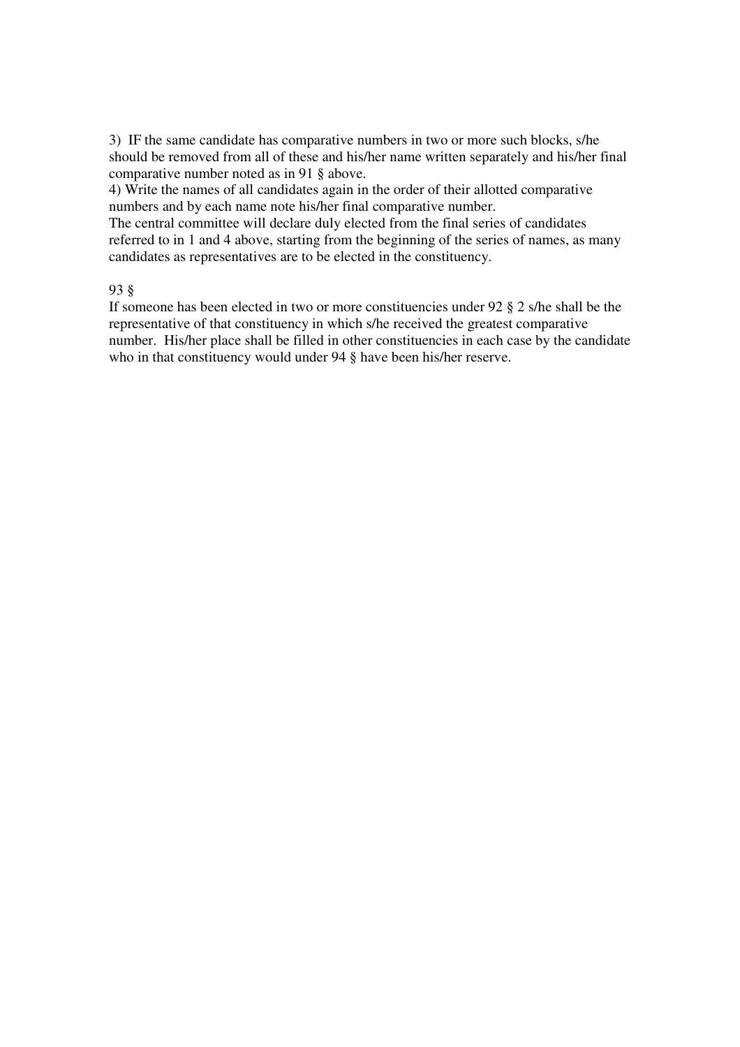3) IF the same candidate has comparative numbers in two or more such blocks, s/he should be removed from all of these and his/her name written separately and his/her final comparative number noted as in 91 § above.

4) Write the names of all candidates again in the order of their allotted comparative numbers and by each name note his/her final comparative number.

The central committee will declare duly elected from the final series of candidates referred to in 1 and 4 above, starting from the beginning of the series of names, as many candidates as representatives are to be elected in the constituency.

93 §

If someone has been elected in two or more constituencies under 92 § 2 s/he shall be the representative of that constituency in which s/he received the greatest comparative number. His/her place shall be filled in other constituencies in each case by the candidate who in that constituency would under 94 § have been his/her reserve.